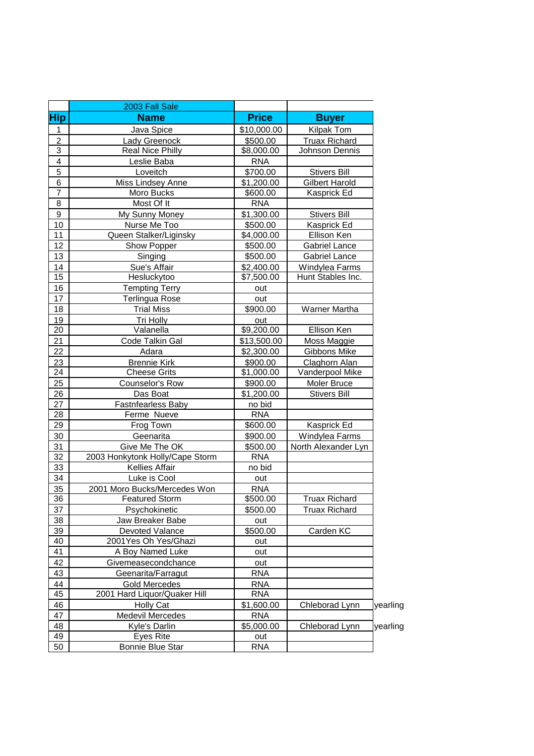| | 2003 Fall Sale | | | |
|---|---|---|---|---|
| **Hip** | **Name** | **Price** | **Buyer** | |
| 1 | Java Spice | $10,000.00 | Kilpak Tom | |
| 2 | Lady Greenock | $500.00 | Truax Richard | |
| 3 | Real Nice Philly | $8,000.00 | Johnson Dennis | |
| 4 | Leslie Baba | RNA | | |
| 5 | Loveitch | $700.00 | Stivers Bill | |
| 6 | Miss Lindsey Anne | $1,200.00 | Gilbert Harold | |
| 7 | Moro Bucks | $600.00 | Kasprick Ed | |
| 8 | Most Of It | RNA | | |
| 9 | My Sunny Money | $1,300.00 | Stivers Bill | |
| 10 | Nurse Me Too | $500.00 | Kasprick Ed | |
| 11 | Queen Stalker/Liginsky | $4,000.00 | Ellison Ken | |
| 12 | Show Popper | $500.00 | Gabriel Lance | |
| 13 | Singing | $500.00 | Gabriel Lance | |
| 14 | Sue's Affair | $2,400.00 | Windylea Farms | |
| 15 | Hesluckytoo | $7,500.00 | Hunt Stables Inc. | |
| 16 | Tempting Terry | out | | |
| 17 | Terlingua Rose | out | | |
| 18 | Trial Miss | $900.00 | Warner Martha | |
| 19 | Tri Holly | out | | |
| 20 | Valanella | $9,200.00 | Ellison Ken | |
| 21 | Code Talkin Gal | $13,500.00 | Moss Maggie | |
| 22 | Adara | $2,300.00 | Gibbons Mike | |
| 23 | Brennie Kirk | $900.00 | Claghorn Alan | |
| 24 | Cheese Grits | $1,000.00 | Vanderpool Mike | |
| 25 | Counselor's Row | $900.00 | Moler Bruce | |
| 26 | Das Boat | $1,200.00 | Stivers Bill | |
| 27 | Fastnfearless Baby | no bid | | |
| 28 | Ferme Nueve | RNA | | |
| 29 | Frog Town | $600.00 | Kasprick Ed | |
| 30 | Geenarita | $900.00 | Windylea Farms | |
| 31 | Give Me The OK | $500.00 | North Alexander Lyn | |
| 32 | 2003 Honkytonk Holly/Cape Storm | RNA | | |
| 33 | Kellies Affair | no bid | | |
| 34 | Luke is Cool | out | | |
| 35 | 2001 Moro Bucks/Mercedes Won | RNA | | |
| 36 | Featured Storm | $500.00 | Truax Richard | |
| 37 | Psychokinetic | $500.00 | Truax Richard | |
| 38 | Jaw Breaker Babe | out | | |
| 39 | Devoted Valance | $500.00 | Carden KC | |
| 40 | 2001Yes Oh Yes/Ghazi | out | | |
| 41 | A Boy Named Luke | out | | |
| 42 | Givemeasecondchance | out | | |
| 43 | Geenarita/Farragut | RNA | | |
| 44 | Gold Mercedes | RNA | | |
| 45 | 2001 Hard Liquor/Quaker Hill | RNA | | |
| 46 | Holly Cat | $1,600.00 | Chleborad Lynn | yearling |
| 47 | Medevil Mercedes | RNA | | |
| 48 | Kyle's Darlin | $5,000.00 | Chleborad Lynn | yearling |
| 49 | Eyes Rite | out | | |
| 50 | Bonnie Blue Star | RNA | | |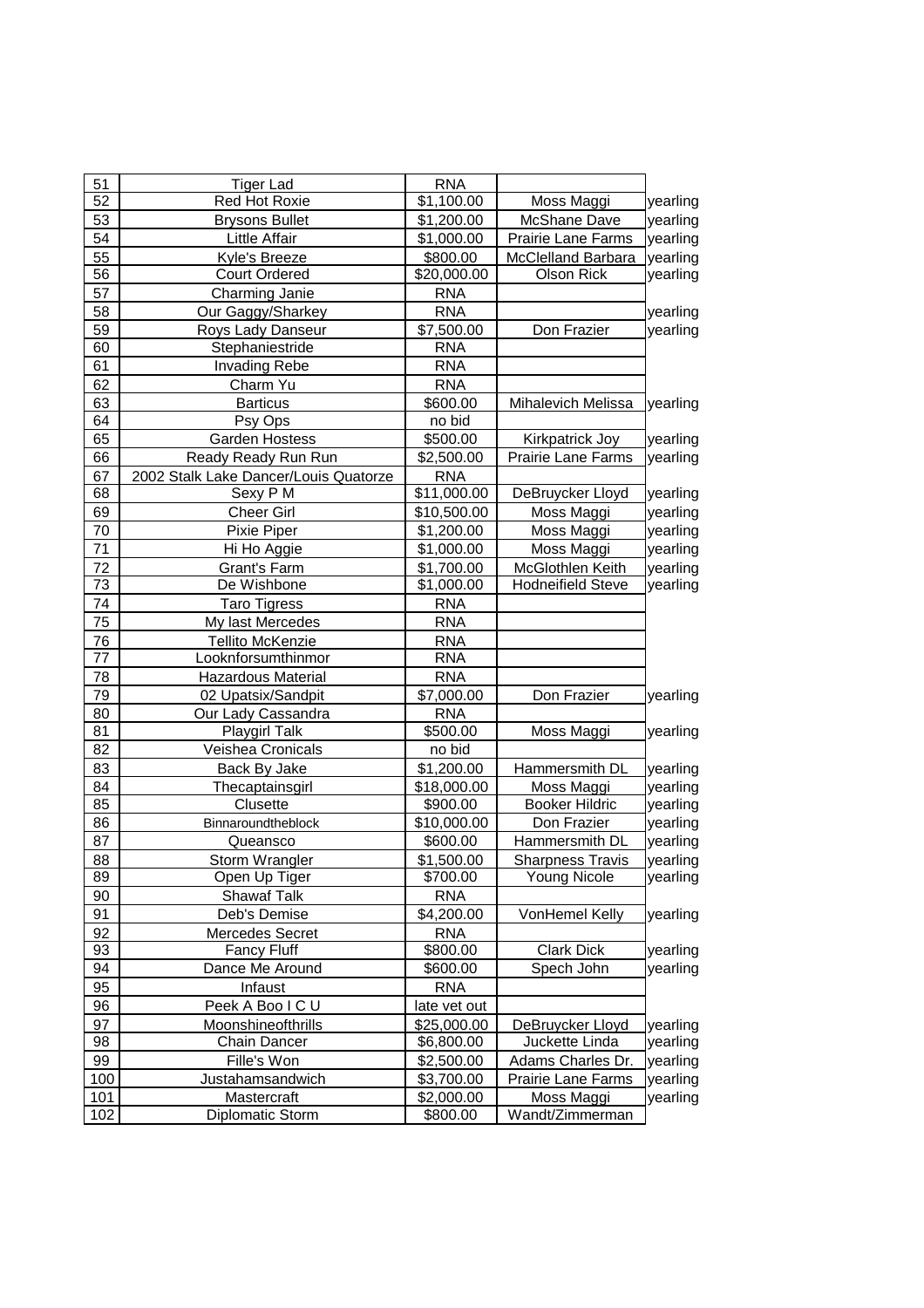| | | | | |
|---|---|---|---|---|
| 51 | Tiger Lad | RNA | | |
| 52 | Red Hot Roxie | $1,100.00 | Moss Maggi | yearling |
| 53 | Brysons Bullet | $1,200.00 | McShane Dave | yearling |
| 54 | Little Affair | $1,000.00 | Prairie Lane Farms | yearling |
| 55 | Kyle's Breeze | $800.00 | McClelland Barbara | yearling |
| 56 | Court Ordered | $20,000.00 | Olson Rick | yearling |
| 57 | Charming Janie | RNA | | |
| 58 | Our Gaggy/Sharkey | RNA | | yearling |
| 59 | Roys Lady Danseur | $7,500.00 | Don Frazier | yearling |
| 60 | Stephaniestride | RNA | | |
| 61 | Invading Rebe | RNA | | |
| 62 | Charm Yu | RNA | | |
| 63 | Barticus | $600.00 | Mihalevich Melissa | yearling |
| 64 | Psy Ops | no bid | | |
| 65 | Garden Hostess | $500.00 | Kirkpatrick Joy | yearling |
| 66 | Ready Ready Run Run | $2,500.00 | Prairie Lane Farms | yearling |
| 67 | 2002 Stalk Lake Dancer/Louis Quatorze | RNA | | |
| 68 | Sexy P M | $11,000.00 | DeBruycker Lloyd | yearling |
| 69 | Cheer Girl | $10,500.00 | Moss Maggi | yearling |
| 70 | Pixie Piper | $1,200.00 | Moss Maggi | yearling |
| 71 | Hi Ho Aggie | $1,000.00 | Moss Maggi | yearling |
| 72 | Grant's Farm | $1,700.00 | McGlothlen Keith | yearling |
| 73 | De Wishbone | $1,000.00 | Hodneifield Steve | yearling |
| 74 | Taro Tigress | RNA | | |
| 75 | My last Mercedes | RNA | | |
| 76 | Tellito McKenzie | RNA | | |
| 77 | Looknforsumthinmor | RNA | | |
| 78 | Hazardous Material | RNA | | |
| 79 | 02 Upatsix/Sandpit | $7,000.00 | Don Frazier | yearling |
| 80 | Our Lady Cassandra | RNA | | |
| 81 | Playgirl Talk | $500.00 | Moss Maggi | yearling |
| 82 | Veishea Cronicals | no bid | | |
| 83 | Back By Jake | $1,200.00 | Hammersmith DL | yearling |
| 84 | Thecaptainsgirl | $18,000.00 | Moss Maggi | yearling |
| 85 | Clusette | $900.00 | Booker Hildric | yearling |
| 86 | Binnaroundtheblock | $10,000.00 | Don Frazier | yearling |
| 87 | Queansco | $600.00 | Hammersmith DL | yearling |
| 88 | Storm Wrangler | $1,500.00 | Sharpness Travis | yearling |
| 89 | Open Up Tiger | $700.00 | Young Nicole | yearling |
| 90 | Shawaf Talk | RNA | | |
| 91 | Deb's Demise | $4,200.00 | VonHemel Kelly | yearling |
| 92 | Mercedes Secret | RNA | | |
| 93 | Fancy Fluff | $800.00 | Clark Dick | yearling |
| 94 | Dance Me Around | $600.00 | Spech John | yearling |
| 95 | Infaust | RNA | | |
| 96 | Peek A Boo I C U | late vet out | | |
| 97 | Moonshineofthrills | $25,000.00 | DeBruycker Lloyd | yearling |
| 98 | Chain Dancer | $6,800.00 | Juckette Linda | yearling |
| 99 | Fille's Won | $2,500.00 | Adams Charles Dr. | yearling |
| 100 | Justahamsandwich | $3,700.00 | Prairie Lane Farms | yearling |
| 101 | Mastercraft | $2,000.00 | Moss Maggi | yearling |
| 102 | Diplomatic Storm | $800.00 | Wandt/Zimmerman | |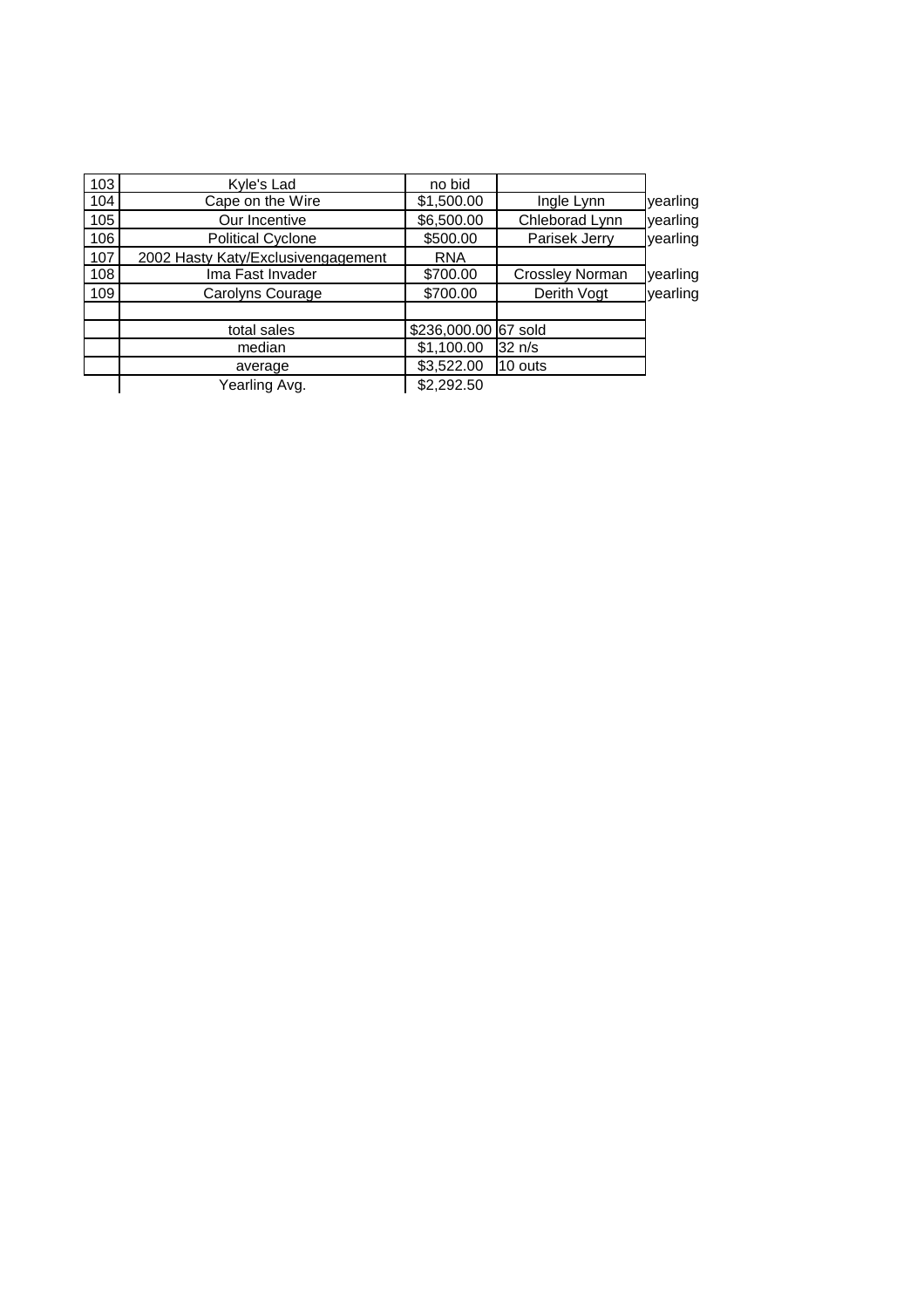| | | | | |
|---|---|---|---|---|
| 103 | Kyle's Lad | no bid | | |
| 104 | Cape on the Wire | $1,500.00 | Ingle Lynn | yearling |
| 105 | Our Incentive | $6,500.00 | Chleborad Lynn | yearling |
| 106 | Political Cyclone | $500.00 | Parisek Jerry | yearling |
| 107 | 2002 Hasty Katy/Exclusivengagement | RNA | | |
| 108 | Ima Fast Invader | $700.00 | Crossley Norman | yearling |
| 109 | Carolyns Courage | $700.00 | Derith Vogt | yearling |
| | | | | |
| | total sales | $236,000.00 | 67 sold | |
| | median | $1,100.00 | 32 n/s | |
| | average | $3,522.00 | 10 outs | |
| | Yearling Avg. | $2,292.50 | | |